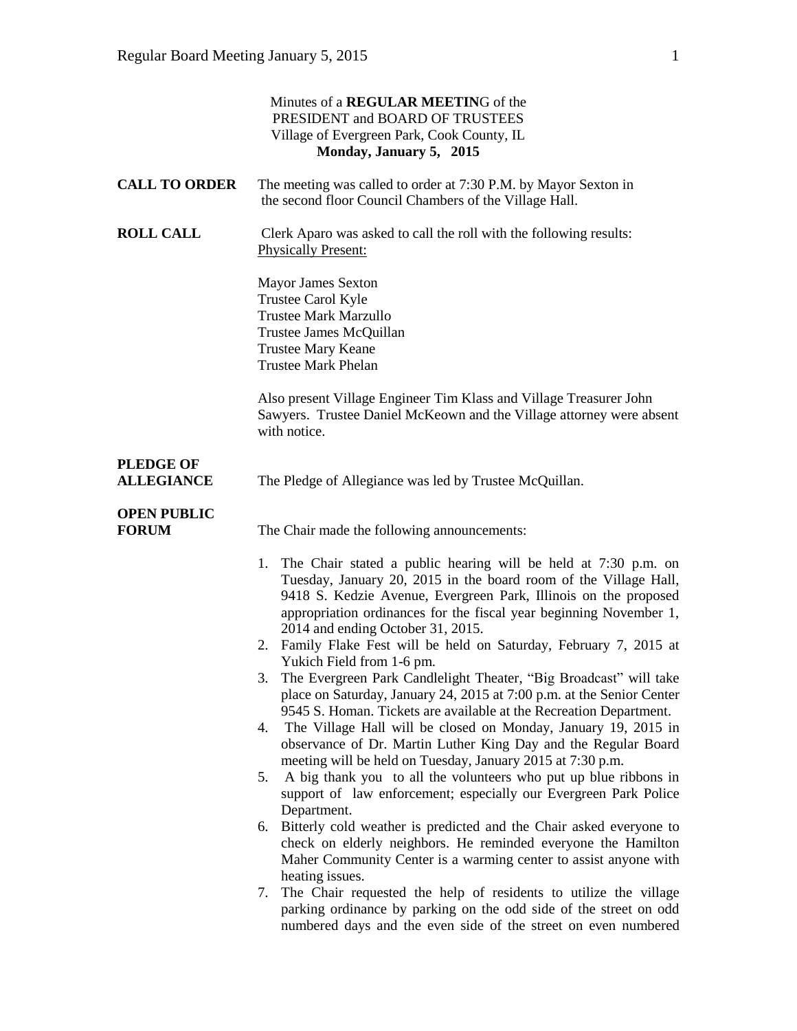Minutes of a **REGULAR MEETIN**G of the
PRESIDENT and BOARD OF TRUSTEES
Village of Evergreen Park, Cook County, IL
**Monday, January 5, 2015**

**CALL TO ORDER** The meeting was called to order at 7:30 P.M. by Mayor Sexton in the second floor Council Chambers of the Village Hall.

**ROLL CALL** Clerk Aparo was asked to call the roll with the following results:
Physically Present:

Mayor James Sexton
Trustee Carol Kyle
Trustee Mark Marzullo
Trustee James McQuillan
Trustee Mary Keane
Trustee Mark Phelan

Also present Village Engineer Tim Klass and Village Treasurer John Sawyers. Trustee Daniel McKeown and the Village attorney were absent with notice.

**PLEDGE OF ALLEGIANCE** The Pledge of Allegiance was led by Trustee McQuillan.

**OPEN PUBLIC FORUM** The Chair made the following announcements:

1. The Chair stated a public hearing will be held at 7:30 p.m. on Tuesday, January 20, 2015 in the board room of the Village Hall, 9418 S. Kedzie Avenue, Evergreen Park, Illinois on the proposed appropriation ordinances for the fiscal year beginning November 1, 2014 and ending October 31, 2015.
2. Family Flake Fest will be held on Saturday, February 7, 2015 at Yukich Field from 1-6 pm.
3. The Evergreen Park Candlelight Theater, "Big Broadcast" will take place on Saturday, January 24, 2015 at 7:00 p.m. at the Senior Center 9545 S. Homan. Tickets are available at the Recreation Department.
4. The Village Hall will be closed on Monday, January 19, 2015 in observance of Dr. Martin Luther King Day and the Regular Board meeting will be held on Tuesday, January 2015 at 7:30 p.m.
5. A big thank you to all the volunteers who put up blue ribbons in support of law enforcement; especially our Evergreen Park Police Department.
6. Bitterly cold weather is predicted and the Chair asked everyone to check on elderly neighbors. He reminded everyone the Hamilton Maher Community Center is a warming center to assist anyone with heating issues.
7. The Chair requested the help of residents to utilize the village parking ordinance by parking on the odd side of the street on odd numbered days and the even side of the street on even numbered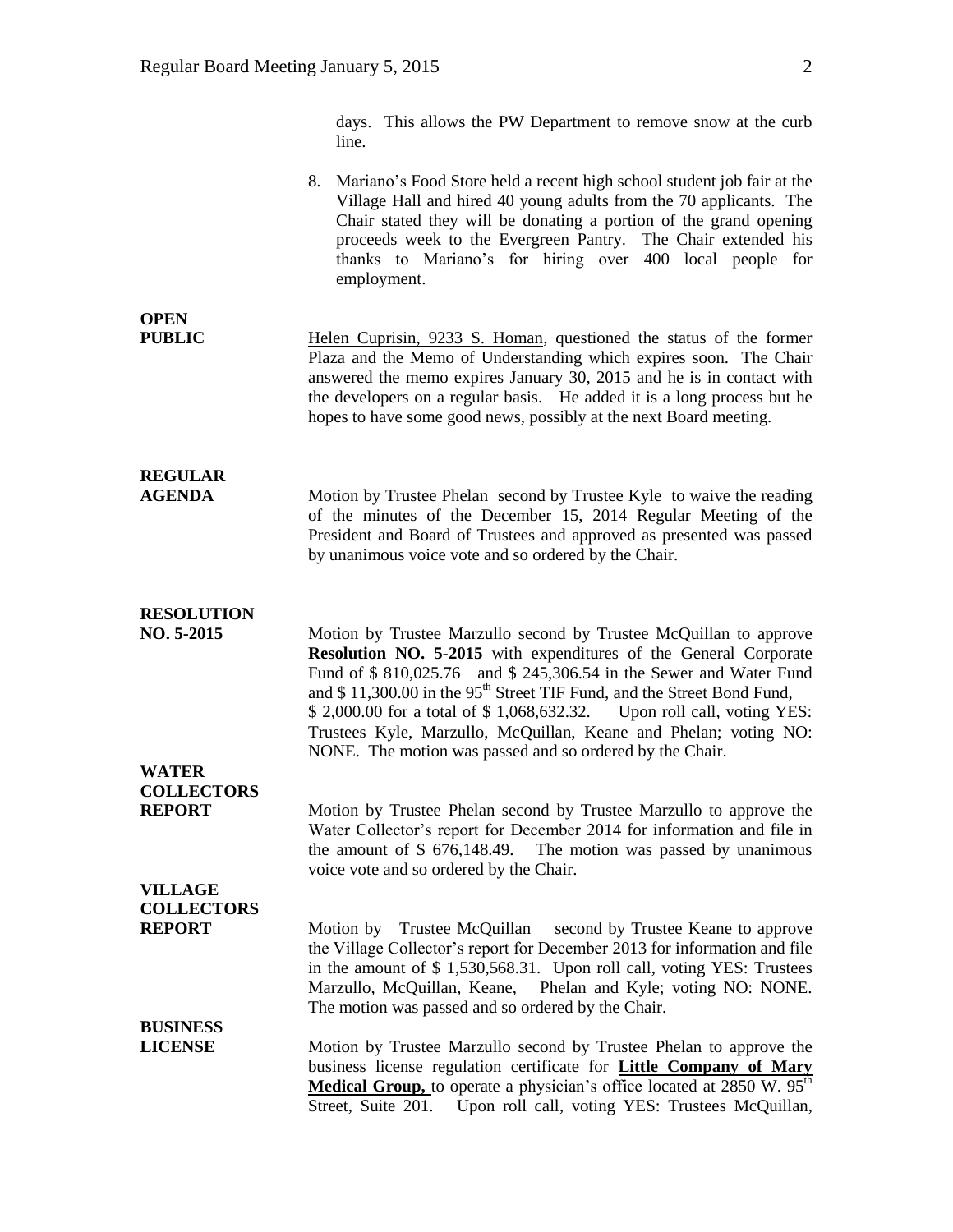days. This allows the PW Department to remove snow at the curb line.

8. Mariano's Food Store held a recent high school student job fair at the Village Hall and hired 40 young adults from the 70 applicants. The Chair stated they will be donating a portion of the grand opening proceeds week to the Evergreen Pantry. The Chair extended his thanks to Mariano's for hiring over 400 local people for employment.

**OPEN PUBLIC**

Helen Cuprisin, 9233 S. Homan, questioned the status of the former Plaza and the Memo of Understanding which expires soon. The Chair answered the memo expires January 30, 2015 and he is in contact with the developers on a regular basis. He added it is a long process but he hopes to have some good news, possibly at the next Board meeting.

**REGULAR AGENDA**

Motion by Trustee Phelan second by Trustee Kyle to waive the reading of the minutes of the December 15, 2014 Regular Meeting of the President and Board of Trustees and approved as presented was passed by unanimous voice vote and so ordered by the Chair.

**RESOLUTION NO. 5-2015**

Motion by Trustee Marzullo second by Trustee McQuillan to approve **Resolution NO. 5-2015** with expenditures of the General Corporate Fund of $ 810,025.76 and $ 245,306.54 in the Sewer and Water Fund and $ 11,300.00 in the 95th Street TIF Fund, and the Street Bond Fund, $ 2,000.00 for a total of $ 1,068,632.32. Upon roll call, voting YES: Trustees Kyle, Marzullo, McQuillan, Keane and Phelan; voting NO: NONE. The motion was passed and so ordered by the Chair.

**WATER COLLECTORS REPORT**

Motion by Trustee Phelan second by Trustee Marzullo to approve the Water Collector's report for December 2014 for information and file in the amount of $ 676,148.49. The motion was passed by unanimous voice vote and so ordered by the Chair.

**VILLAGE COLLECTORS REPORT**

Motion by Trustee McQuillan second by Trustee Keane to approve the Village Collector's report for December 2013 for information and file in the amount of $ 1,530,568.31. Upon roll call, voting YES: Trustees Marzullo, McQuillan, Keane, Phelan and Kyle; voting NO: NONE. The motion was passed and so ordered by the Chair.

**BUSINESS LICENSE**

Motion by Trustee Marzullo second by Trustee Phelan to approve the business license regulation certificate for **Little Company of Mary Medical Group,** to operate a physician's office located at 2850 W. 95th Street, Suite 201. Upon roll call, voting YES: Trustees McQuillan,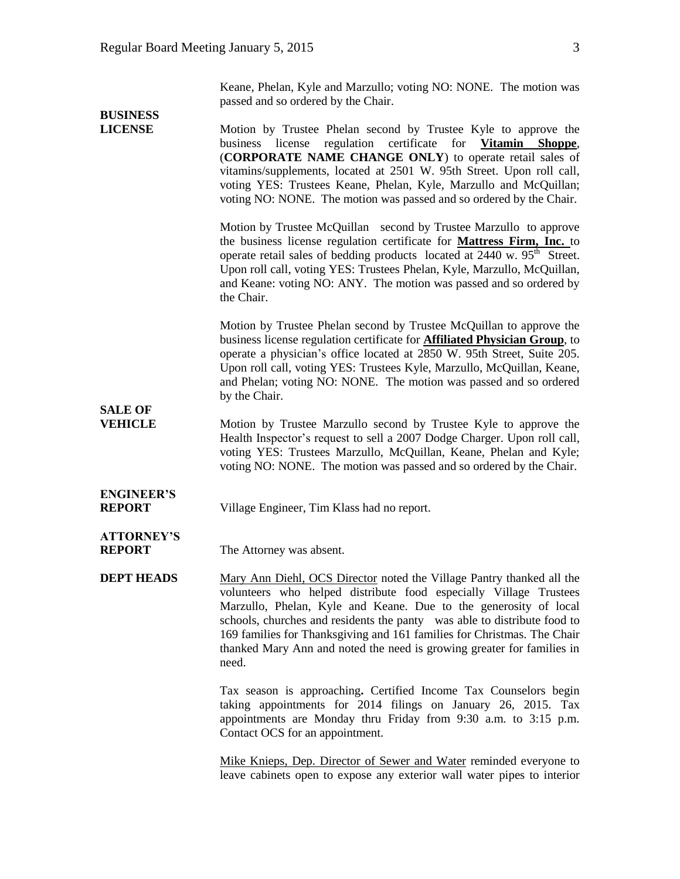Keane, Phelan, Kyle and Marzullo; voting NO: NONE. The motion was passed and so ordered by the Chair.

**BUSINESS LICENSE**

Motion by Trustee Phelan second by Trustee Kyle to approve the business license regulation certificate for **Vitamin Shoppe**, (**CORPORATE NAME CHANGE ONLY**) to operate retail sales of vitamins/supplements, located at 2501 W. 95th Street. Upon roll call, voting YES: Trustees Keane, Phelan, Kyle, Marzullo and McQuillan; voting NO: NONE. The motion was passed and so ordered by the Chair.

Motion by Trustee McQuillan second by Trustee Marzullo to approve the business license regulation certificate for **Mattress Firm, Inc.** to operate retail sales of bedding products located at 2440 w. 95th Street. Upon roll call, voting YES: Trustees Phelan, Kyle, Marzullo, McQuillan, and Keane: voting NO: ANY. The motion was passed and so ordered by the Chair.

Motion by Trustee Phelan second by Trustee McQuillan to approve the business license regulation certificate for **Affiliated Physician Group**, to operate a physician's office located at 2850 W. 95th Street, Suite 205. Upon roll call, voting YES: Trustees Kyle, Marzullo, McQuillan, Keane, and Phelan; voting NO: NONE. The motion was passed and so ordered by the Chair.

**SALE OF VEHICLE**

Motion by Trustee Marzullo second by Trustee Kyle to approve the Health Inspector's request to sell a 2007 Dodge Charger. Upon roll call, voting YES: Trustees Marzullo, McQuillan, Keane, Phelan and Kyle; voting NO: NONE. The motion was passed and so ordered by the Chair.

**ENGINEER'S REPORT**

Village Engineer, Tim Klass had no report.

**ATTORNEY'S REPORT**

The Attorney was absent.

**DEPT HEADS**

Mary Ann Diehl, OCS Director noted the Village Pantry thanked all the volunteers who helped distribute food especially Village Trustees Marzullo, Phelan, Kyle and Keane. Due to the generosity of local schools, churches and residents the panty was able to distribute food to 169 families for Thanksgiving and 161 families for Christmas. The Chair thanked Mary Ann and noted the need is growing greater for families in need.

Tax season is approaching**.** Certified Income Tax Counselors begin taking appointments for 2014 filings on January 26, 2015. Tax appointments are Monday thru Friday from 9:30 a.m. to 3:15 p.m. Contact OCS for an appointment.

Mike Knieps, Dep. Director of Sewer and Water reminded everyone to leave cabinets open to expose any exterior wall water pipes to interior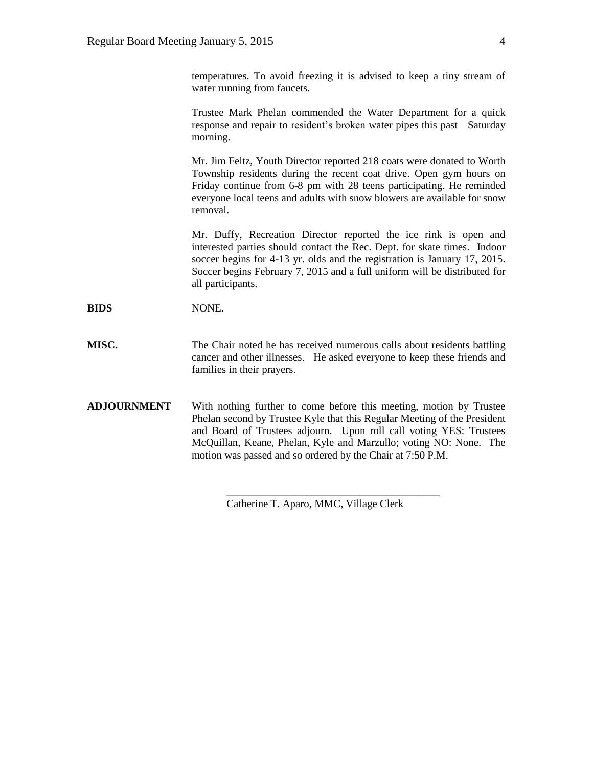temperatures. To avoid freezing it is advised to keep a tiny stream of water running from faucets.

Trustee Mark Phelan commended the Water Department for a quick response and repair to resident's broken water pipes this past Saturday morning.

Mr. Jim Feltz, Youth Director reported 218 coats were donated to Worth Township residents during the recent coat drive. Open gym hours on Friday continue from 6-8 pm with 28 teens participating. He reminded everyone local teens and adults with snow blowers are available for snow removal.

Mr. Duffy, Recreation Director reported the ice rink is open and interested parties should contact the Rec. Dept. for skate times. Indoor soccer begins for 4-13 yr. olds and the registration is January 17, 2015. Soccer begins February 7, 2015 and a full uniform will be distributed for all participants.

**BIDS** NONE.

**MISC.** The Chair noted he has received numerous calls about residents battling cancer and other illnesses. He asked everyone to keep these friends and families in their prayers.

**ADJOURNMENT** With nothing further to come before this meeting, motion by Trustee Phelan second by Trustee Kyle that this Regular Meeting of the President and Board of Trustees adjourn. Upon roll call voting YES: Trustees McQuillan, Keane, Phelan, Kyle and Marzullo; voting NO: None. The motion was passed and so ordered by the Chair at 7:50 P.M.

\_\_\_\_\_\_\_\_\_\_\_\_\_\_\_\_\_\_\_\_\_\_\_\_\_\_\_\_\_\_\_\_\_\_\_\_\_\_\_\_

Catherine T. Aparo, MMC, Village Clerk